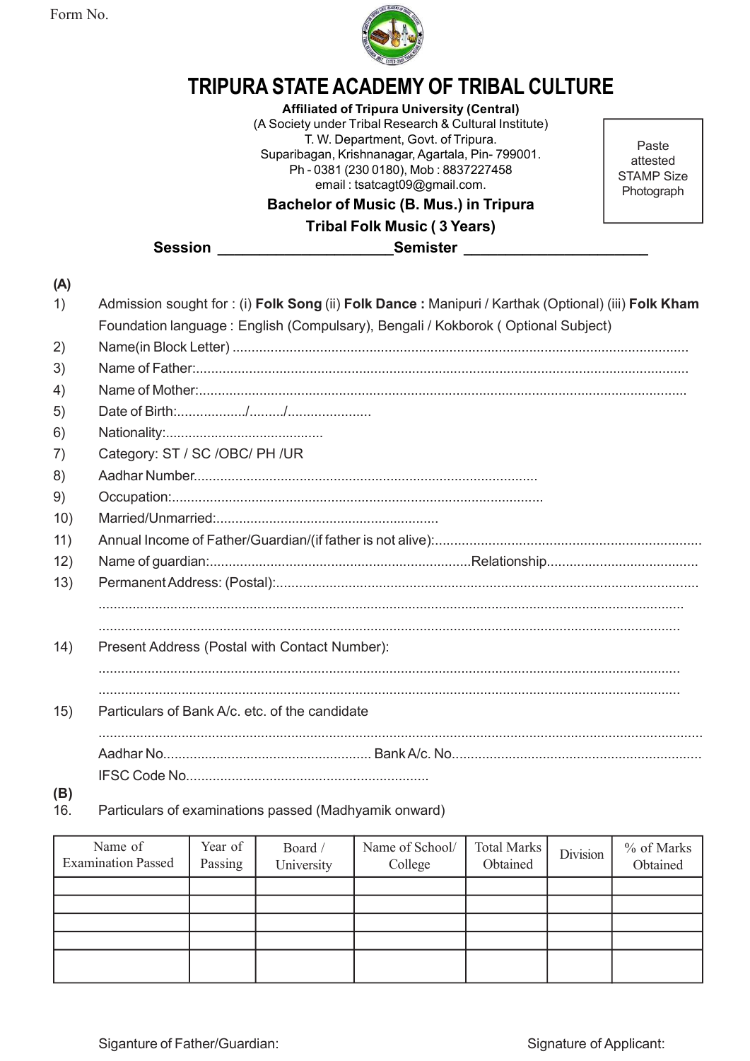Form No.

# TRIPURA STATE ACADEMY OF TRIBAL CULTURE

**Affiliated of Tripura University (Central)**
(A Society under Tribal Research & Cultural Institute)
T. W. Department, Govt. of Tripura.
Suparibagan, Krishnanagar, Agartala, Pin- 799001.
Ph - 0381 (230 0180), Mob : 8837227458
email : tsatcagt09@gmail.com.

Paste attested STAMP Size Photograph

**Bachelor of Music (B. Mus.) in Tripura**

**Tribal Folk Music ( 3 Years)**

**Session ____________________Semister ____________________**

**(A)**

1) Admission sought for : (i) **Folk Song** (ii) **Folk Dance :** Manipuri / Karthak (Optional) (iii) **Folk Kham**
Foundation language : English (Compulsary), Bengali / Kokborok ( Optional Subject)
2) Name(in Block Letter) ..............................................................................................................
3) Name of Father:......................................................................................................................
4) Name of Mother:.....................................................................................................................
5) Date of Birth:................../........./......................
6) Nationality:..........................................
7) Category: ST / SC /OBC/ PH /UR
8) Aadhar Number.........................................................................................
9) Occupation:................................................................................................
10) Married/Unmarried:...........................................................
11) Annual Income of Father/Guardian/(if father is not alive):......................................................................
12) Name of guardian:....................................................................Relationship........................................
13) Permanent Address: (Postal):..............................................................................................................
..............................................................................................................................................
..............................................................................................................................................
14) Present Address (Postal with Contact Number):
..............................................................................................................................................
..............................................................................................................................................
15) Particulars of Bank A/c. etc. of the candidate
..............................................................................................................................................
Aadhar No...................................................... Bank A/c. No.................................................................
IFSC Code No................................................................

**(B)**

16. Particulars of examinations passed (Madhyamik onward)

| Name of Examination Passed | Year of Passing | Board / University | Name of School/ College | Total Marks Obtained | Division | % of Marks Obtained |
|---|---|---|---|---|---|---|
| | | | | | | |
| | | | | | | |
| | | | | | | |
| | | | | | | |
| | | | | | | |

Siganture of Father/Guardian: Signature of Applicant: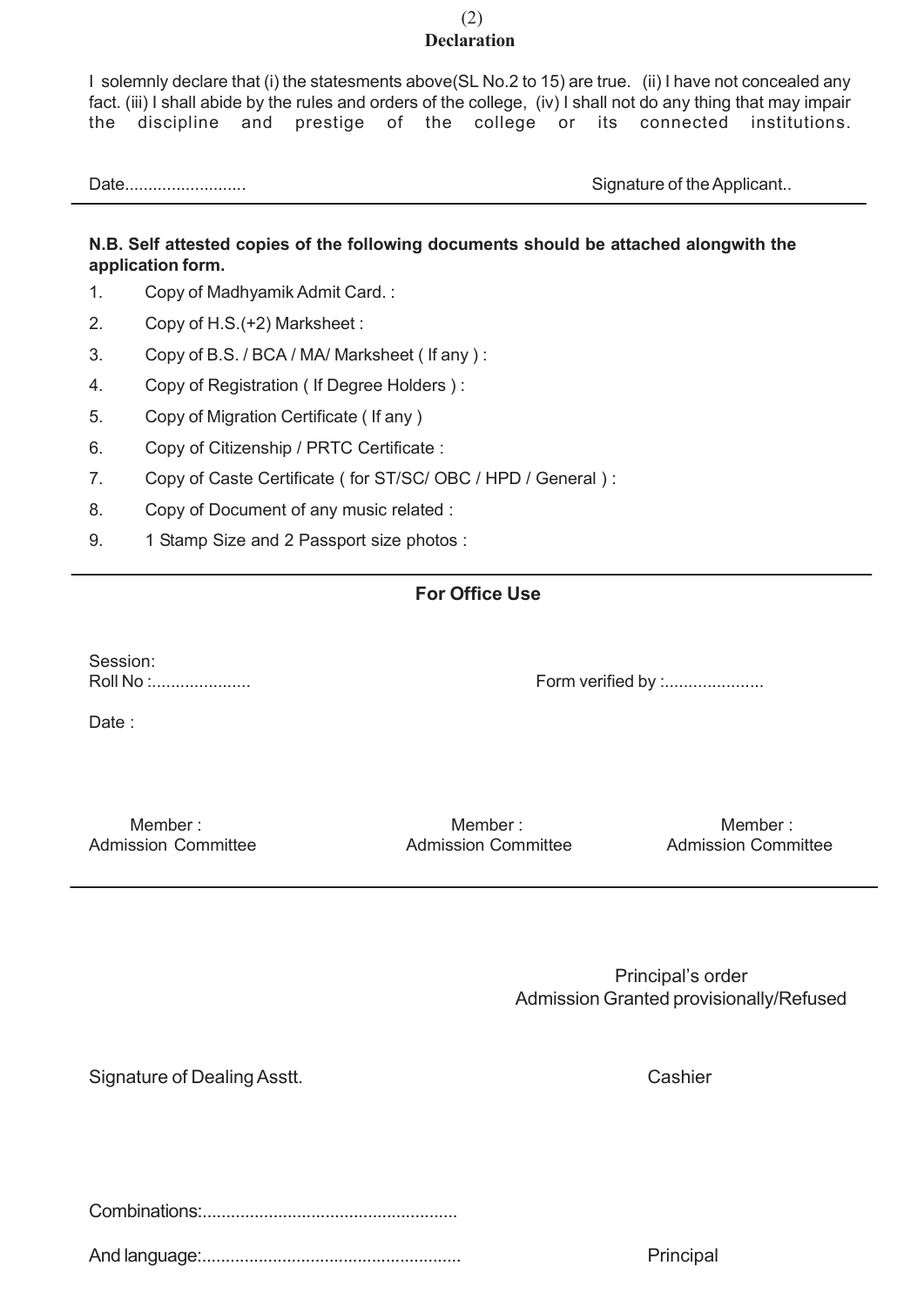## Declaration

I solemnly declare that (i) the statesments above(SL No.2 to 15) are true. (ii) I have not concealed any fact. (iii) I shall abide by the rules and orders of the college, (iv) I shall not do any thing that may impair the discipline and prestige of the college or its connected institutions.

Date.........................                                                                 Signature of the Applicant..

**N.B. Self attested copies of the following documents should be attached alongwith the application form.**

1. Copy of Madhyamik Admit Card. :
2. Copy of H.S.(+2) Marksheet :
3. Copy of B.S. / BCA / MA/ Marksheet ( If any ) :
4. Copy of Registration ( If Degree Holders ) :
5. Copy of Migration Certificate ( If any )
6. Copy of Citizenship / PRTC Certificate :
7. Copy of Caste Certificate ( for ST/SC/ OBC / HPD / General ) :
8. Copy of Document of any music related :
9. 1 Stamp Size and 2 Passport size photos :

### For Office Use

Session:

Roll No :....................                                                 Form verified by :....................

Date :

Member :
Admission Committee

Member :
Admission Committee

Member :
Admission Committee

Principal's order
Admission Granted provisionally/Refused

Signature of Dealing Asstt.                                                 Cashier

Combinations:.....................................................

And language:.....................................................                                                 Principal